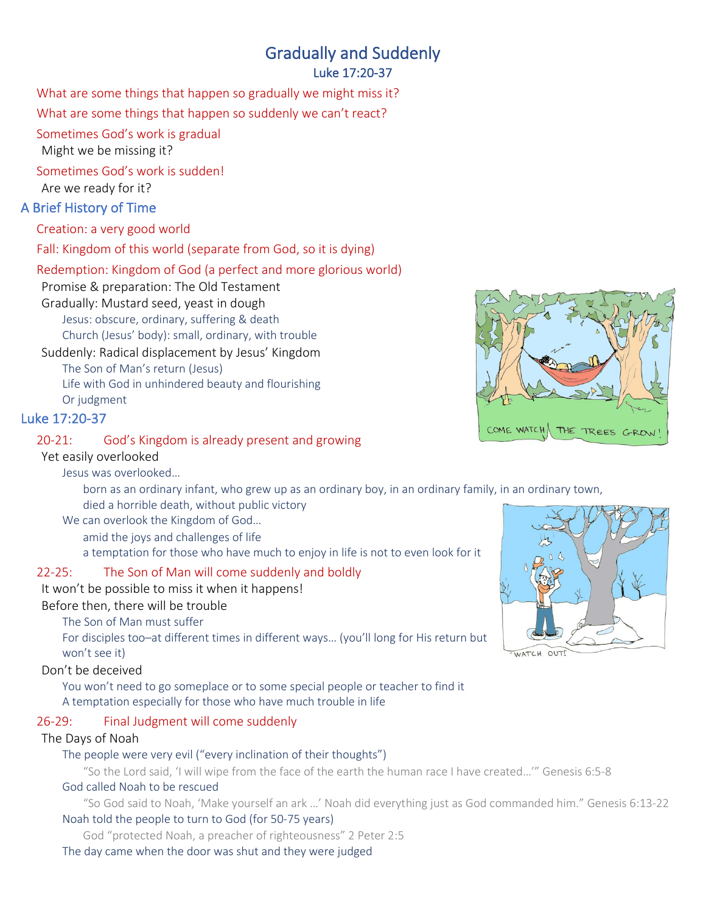# Gradually and Suddenly

### Luke 17:20-37

What are some things that happen so gradually we might miss it?

What are some things that happen so suddenly we can't react?

Sometimes God's work is gradual
- Might we be missing it?

Sometimes God's work is sudden!
- Are we ready for it?

## A Brief History of Time

Creation: a very good world

Fall: Kingdom of this world (separate from God, so it is dying)

Redemption: Kingdom of God (a perfect and more glorious world)
- Promise & preparation: The Old Testament
- Gradually: Mustard seed, yeast in dough
  - Jesus: obscure, ordinary, suffering & death
  - Church (Jesus' body): small, ordinary, with trouble
- Suddenly: Radical displacement by Jesus' Kingdom
  - The Son of Man's return (Jesus)
  - Life with God in unhindered beauty and flourishing
  - Or judgment

## Luke 17:20-37

20-21: God's Kingdom is already present and growing
- Yet easily overlooked
  - Jesus was overlooked…
    - born as an ordinary infant, who grew up as an ordinary boy, in an ordinary family, in an ordinary town,
    - died a horrible death, without public victory
  - We can overlook the Kingdom of God…
    - amid the joys and challenges of life
    - a temptation for those who have much to enjoy in life is not to even look for it

22-25: The Son of Man will come suddenly and boldly
- It won't be possible to miss it when it happens!
- Before then, there will be trouble
  - The Son of Man must suffer
  - For disciples too–at different times in different ways… (you'll long for His return but won't see it)
- Don't be deceived
  - You won't need to go someplace or to some special people or teacher to find it
  - A temptation especially for those who have much trouble in life

26-29: Final Judgment will come suddenly
- The Days of Noah
  - The people were very evil ("every inclination of their thoughts")
    - "So the Lord said, 'I will wipe from the face of the earth the human race I have created…'" Genesis 6:5-8
  - God called Noah to be rescued
    - "So God said to Noah, 'Make yourself an ark …' Noah did everything just as God commanded him." Genesis 6:13-22
  - Noah told the people to turn to God (for 50-75 years)
    - God "protected Noah, a preacher of righteousness" 2 Peter 2:5
  - The day came when the door was shut and they were judged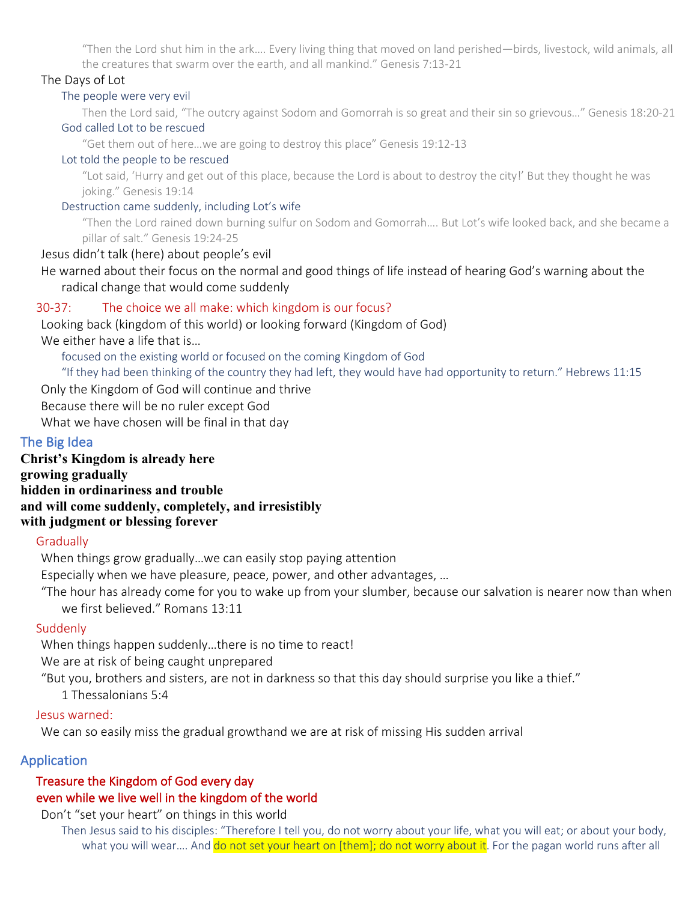"Then the Lord shut him in the ark…. Every living thing that moved on land perished—birds, livestock, wild animals, all the creatures that swarm over the earth, and all mankind." Genesis 7:13-21

The Days of Lot

- The people were very evil
  - Then the Lord said, "The outcry against Sodom and Gomorrah is so great and their sin so grievous…" Genesis 18:20-21
- God called Lot to be rescued
  - "Get them out of here…we are going to destroy this place" Genesis 19:12-13
- Lot told the people to be rescued
  - "Lot said, 'Hurry and get out of this place, because the Lord is about to destroy the city!' But they thought he was joking." Genesis 19:14
- Destruction came suddenly, including Lot's wife
  - "Then the Lord rained down burning sulfur on Sodom and Gomorrah…. But Lot's wife looked back, and she became a pillar of salt." Genesis 19:24-25

Jesus didn't talk (here) about people's evil

He warned about their focus on the normal and good things of life instead of hearing God's warning about the radical change that would come suddenly

30-37: The choice we all make: which kingdom is our focus?

Looking back (kingdom of this world) or looking forward (Kingdom of God)

We either have a life that is…

- focused on the existing world or focused on the coming Kingdom of God
- "If they had been thinking of the country they had left, they would have had opportunity to return." Hebrews 11:15

Only the Kingdom of God will continue and thrive

Because there will be no ruler except God

What we have chosen will be final in that day

## The Big Idea

**Christ's Kingdom is already here**
**growing gradually**
**hidden in ordinariness and trouble**
**and will come suddenly, completely, and irresistibly**
**with judgment or blessing forever**

### Gradually

When things grow gradually…we can easily stop paying attention

Especially when we have pleasure, peace, power, and other advantages, …

"The hour has already come for you to wake up from your slumber, because our salvation is nearer now than when we first believed." Romans 13:11

### Suddenly

When things happen suddenly…there is no time to react!

We are at risk of being caught unprepared

"But you, brothers and sisters, are not in darkness so that this day should surprise you like a thief." 1 Thessalonians 5:4

### Jesus warned:

We can so easily miss the gradual growthand we are at risk of missing His sudden arrival

## Application

### Treasure the Kingdom of God every day even while we live well in the kingdom of the world

Don't "set your heart" on things in this world

- Then Jesus said to his disciples: "Therefore I tell you, do not worry about your life, what you will eat; or about your body, what you will wear…. And do not set your heart on [them]; do not worry about it. For the pagan world runs after all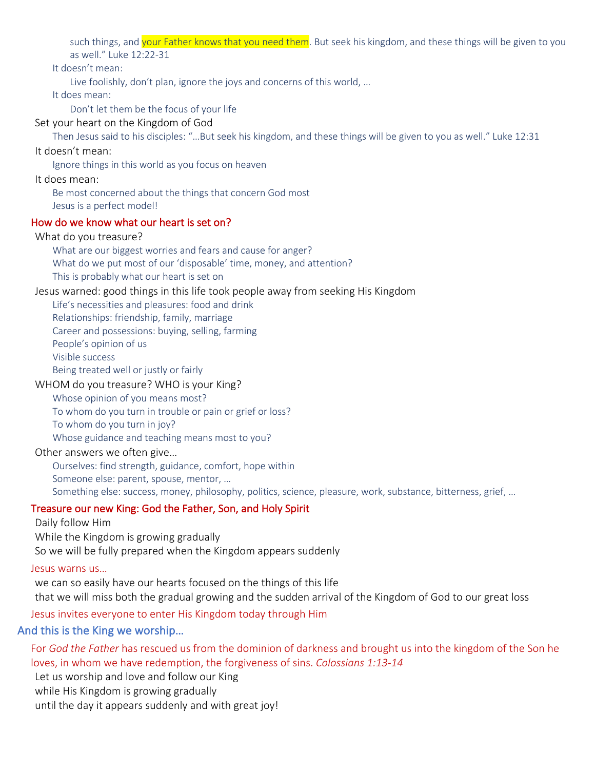such things, and your Father knows that you need them. But seek his kingdom, and these things will be given to you as well." Luke 12:22-31

- It doesn't mean:
  - Live foolishly, don't plan, ignore the joys and concerns of this world, …
- It does mean:
  - Don't let them be the focus of your life

Set your heart on the Kingdom of God

- Then Jesus said to his disciples: "…But seek his kingdom, and these things will be given to you as well." Luke 12:31

It doesn't mean:

- Ignore things in this world as you focus on heaven

It does mean:

- Be most concerned about the things that concern God most
- Jesus is a perfect model!

## How do we know what our heart is set on?

What do you treasure?

- What are our biggest worries and fears and cause for anger?
- What do we put most of our 'disposable' time, money, and attention?
- This is probably what our heart is set on

Jesus warned: good things in this life took people away from seeking His Kingdom

- Life's necessities and pleasures: food and drink
- Relationships: friendship, family, marriage
- Career and possessions: buying, selling, farming
- People's opinion of us
- Visible success
- Being treated well or justly or fairly

WHOM do you treasure? WHO is your King?

- Whose opinion of you means most?
- To whom do you turn in trouble or pain or grief or loss?
- To whom do you turn in joy?
- Whose guidance and teaching means most to you?

Other answers we often give…

- Ourselves: find strength, guidance, comfort, hope within
- Someone else: parent, spouse, mentor, …
- Something else: success, money, philosophy, politics, science, pleasure, work, substance, bitterness, grief, …

## Treasure our new King: God the Father, Son, and Holy Spirit

Daily follow Him
While the Kingdom is growing gradually
So we will be fully prepared when the Kingdom appears suddenly

## Jesus warns us…

we can so easily have our hearts focused on the things of this life
that we will miss both the gradual growing and the sudden arrival of the Kingdom of God to our great loss

## Jesus invites everyone to enter His Kingdom today through Him

# And this is the King we worship…

For *God the Father* has rescued us from the dominion of darkness and brought us into the kingdom of the Son he loves, in whom we have redemption, the forgiveness of sins. *Colossians 1:13-14*

Let us worship and love and follow our King
while His Kingdom is growing gradually
until the day it appears suddenly and with great joy!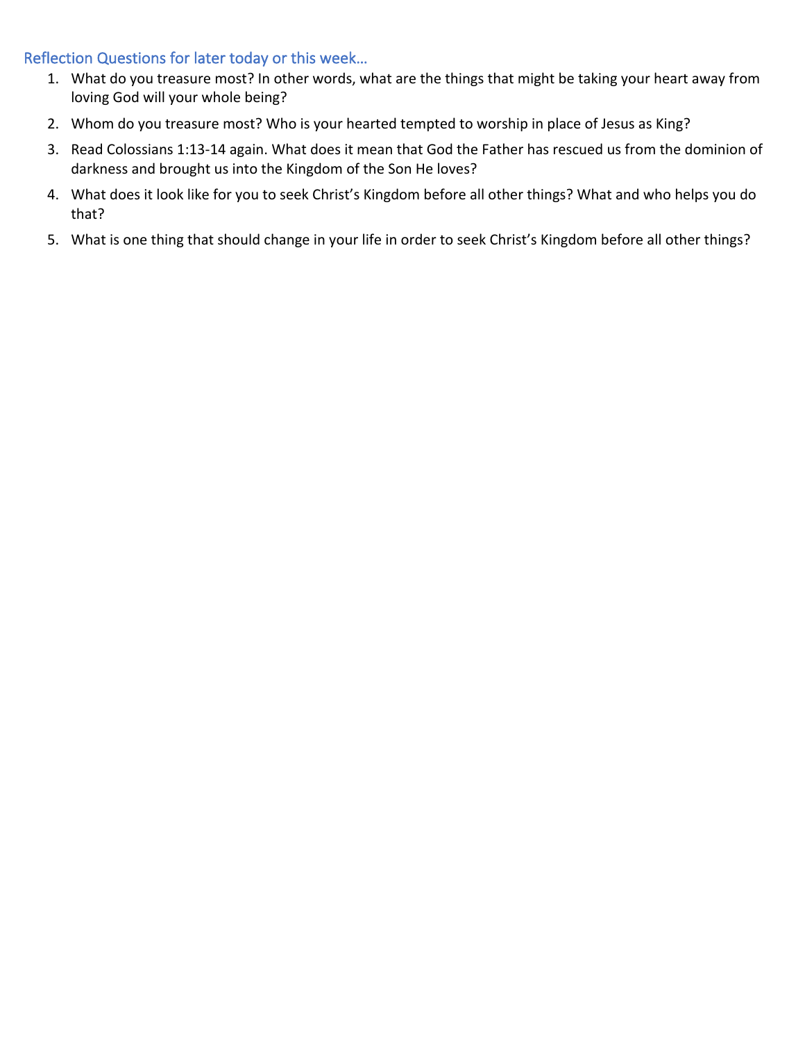## Reflection Questions for later today or this week…

1. What do you treasure most? In other words, what are the things that might be taking your heart away from loving God will your whole being?
2. Whom do you treasure most? Who is your hearted tempted to worship in place of Jesus as King?
3. Read Colossians 1:13-14 again. What does it mean that God the Father has rescued us from the dominion of darkness and brought us into the Kingdom of the Son He loves?
4. What does it look like for you to seek Christ's Kingdom before all other things? What and who helps you do that?
5. What is one thing that should change in your life in order to seek Christ's Kingdom before all other things?